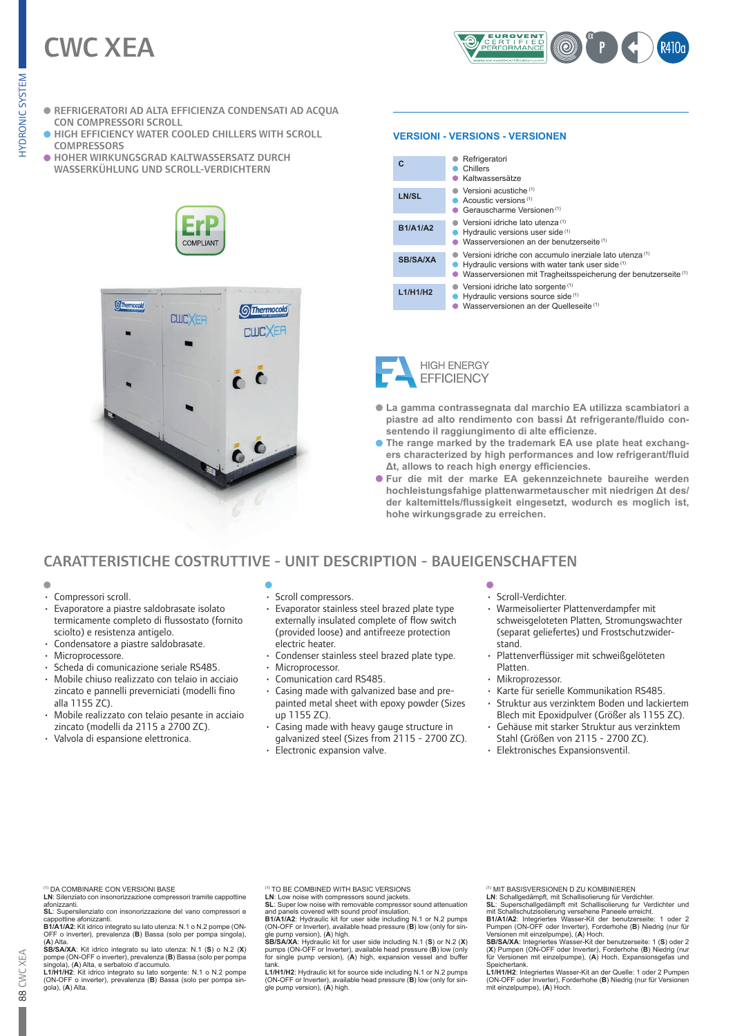# CWC XEA

- REFRIGERATORI AD ALTA EFFICIENZA CONDENSATI AD ACQUA CON COMPRESSORI SCROLL
- HIGH EFFICIENCY WATER COOLED CHILLERS WITH SCROLL COMPRESSORS
- HOHER WIRKUNGSGRAD KALTWASSERSATZ DURCH WASSERKÜHLUNG UND SCROLL-VERDICHTERN

## VERSIONI - VERSIONS - VERSIONEN

| | |
|---|---|
| **C** | Refrigeratori<br>Chillers<br>Kaltwassersätze |
| **LN/SL** | Versioni acustiche [1]<br>Acoustic versions [1]<br>Gerauscharme Versionen [1] |
| **B1/A1/A2** | Versioni idriche lato utenza [1]<br>Hydraulic versions user side [1]<br>Wasserversionen an der benutzerseite [1] |
| **SB/SA/XA** | Versioni idriche con accumulo inerziale lato utenza [1]<br>Hydraulic versions with water tank user side [1]<br>Wasserversionen mit Tragheitsspeicherung der benutzerseite [1] |
| **L1/H1/H2** | Versioni idriche lato sorgente [1]<br>Hydraulic versions source side [1]<br>Wasserversionen an der Quelleseite [1] |

HIGH ENERGY EFFICIENCY

- **La gamma contrassegnata dal marchio EA utilizza scambiatori a piastre ad alto rendimento con bassi Δt refrigerante/fluido consentendo il raggiungimento di alte efficienze.**
- **The range marked by the trademark EA use plate heat exchangers characterized by high performances and low refrigerant/fluid Δt, allows to reach high energy efficiencies.**
- **Fur die mit der marke EA gekennzeichnete baureihe werden hochleistungsfahige plattenwarmetauscher mit niedrigen Δt des/der kaltemittels/flussigkeit eingesetzt, wodurch es moglich ist, hohe wirkungsgrade zu erreichen.**

## CARATTERISTICHE COSTRUTTIVE - UNIT DESCRIPTION - BAUEIGENSCHAFTEN

- Compressori scroll.
- Evaporatore a piastre saldobrasate isolato termicamente completo di flussostato (fornito sciolto) e resistenza antigelo.
- Condensatore a piastre saldobrasate.
- Microprocessore.
- Scheda di comunicazione seriale RS485.
- Mobile chiuso realizzato con telaio in acciaio zincato e pannelli preverniciati (modelli fino alla 1155 ZC).
- Mobile realizzato con telaio pesante in acciaio zincato (modelli da 2115 a 2700 ZC).
- Valvola di espansione elettronica.

- Scroll compressors.
- Evaporator stainless steel brazed plate type externally insulated complete of flow switch (provided loose) and antifreeze protection electric heater.
- Condenser stainless steel brazed plate type.
- Microprocessor.
- Comunication card RS485.
- Casing made with galvanized base and pre-painted metal sheet with epoxy powder (Sizes up 1155 ZC).
- Casing made with heavy gauge structure in galvanized steel (Sizes from 2115 - 2700 ZC).
- Electronic expansion valve.

- Scroll-Verdichter.
- Warmeisolierter Plattenverdampfer mit schweißgeloteten Platten, Stromungswachter (separat geliefertes) und Frostschutzwiderstand.
- Plattenverflüssiger mit schweißgelöteten Platten.
- Mikroprozessor.
- Karte für serielle Kommunikation RS485.
- Struktur aus verzinktem Boden und lackiertem Blech mit Epoxidpulver (Größer als 1155 ZC).
- Gehäuse mit starker Struktur aus verzinktem Stahl (Größen von 2115 - 2700 ZC).
- Elektronisches Expansionsventil.

[1] DA COMBINARE CON VERSIONI BASE
**LN**: Silenziato con insonorizzazione compressori tramite cappottine afonizzanti.
**SL**: Supersilenziato con insonorizzazione del vano compressori e cappottine afonizzanti.
**B1/A1/A2**: Kit idrico integrato su lato utenza: N.1 o N.2 pompe (ON-OFF o inverter), prevalenza (**B**) Bassa (solo per pompa singola), (**A**) Alta.
**SB/SA/XA**: Kit idrico integrato su lato utenza: N.1 (**S**) o N.2 (**X**) pompe (ON-OFF o inverter), prevalenza (**B**) Bassa (solo per pompa singola), (**A**) Alta, e serbatoio d'accumulo.
**L1/H1/H2**: Kit idrico integrato su lato sorgente: N.1 o N.2 pompe (ON-OFF o inverter), prevalenza (**B**) Bassa (solo per pompa singola), (**A**) Alta.

[1] TO BE COMBINED WITH BASIC VERSIONS
**LN**: Low noise with compressors sound jackets.
**SL**: Super low noise with removable compressor sound attenuation and panels covered with sound proof insulation.
**B1/A1/A2**: Hydraulic kit for user side including N.1 or N.2 pumps (ON-OFF or Inverter), available head pressure (**B**) low (only for single pump version), (**A**) high.
**SB/SA/XA**: Hydraulic kit for user side including N.1 (**S**) or N.2 (**X**) pumps (ON-OFF or Inverter), available head pressure (**B**) low (only for single pump version), (**A**) high, expansion vessel and buffer tank.
**L1/H1/H2**: Hydraulic kit for source side including N.1 or N.2 pumps (ON-OFF or Inverter), available head pressure (**B**) low (only for single pump version), (**A**) high.

[1] MIT BASISVERSIONEN D ZU KOMBINIEREN
**LN**: Schallgedämpft, mit Schallisolierung für Verdichter.
**SL**: Superschallgedämpft mit Schallisolierung fur Verdichter und mit Schallschutzisolierung versehene Paneele erreicht.
**B1/A1/A2**: Integriertes Wasser-Kit der benutzerseite: 1 oder 2 Pumpen (ON-OFF oder Inverter), Forderhohe (**B**) Niedrig (nur für Versionen mit einzelpumpe), (**A**) Hoch.
**SB/SA/XA**: Integriertes Wasser-Kit der benutzerseite: 1 (**S**) oder 2 (**X**) Pumpen (ON-OFF oder Inverter), Forderhohe (**B**) Niedrig (nur für Versionen mit einzelpumpe), (**A**) Hoch, Expansionsgefäs und Speichertank.
**L1/H1/H2**: Integriertes Wasser-Kit an der Quelle: 1 oder 2 Pumpen (ON-OFF oder Inverter), Forderhohe (**B**) Niedrig (nur für Versionen mit einzelpumpe), (**A**) Hoch.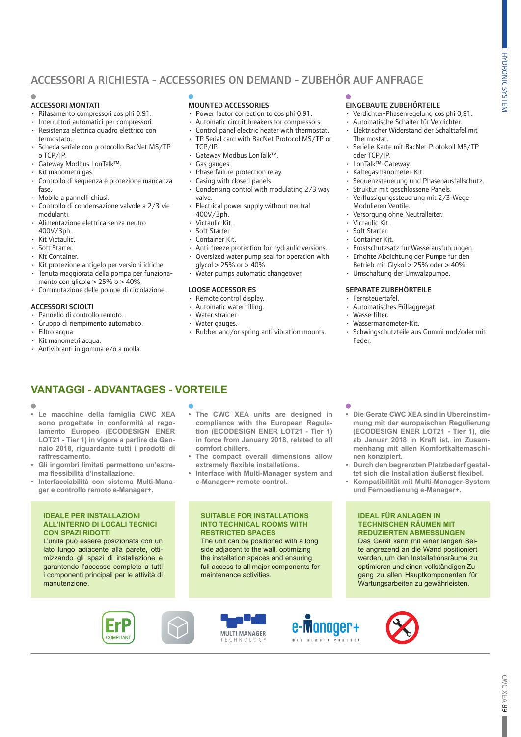# ACCESSORI A RICHIESTA - ACCESSORIES ON DEMAND - ZUBEHÖR AUF ANFRAGE

### ACCESSORI MONTATI

- Rifasamento compressori cos phi 0.91.
- Interruttori automatici per compressori.
- Resistenza elettrica quadro elettrico con termostato.
- Scheda seriale con protocollo BacNet MS/TP o TCP/IP.
- Gateway Modbus LonTalk™.
- Kit manometri gas.
- Controllo di sequenza e protezione mancanza fase.
- Mobile a pannelli chiusi.
- Controllo di condensazione valvole a 2/3 vie modulanti.
- Alimentazione elettrica senza neutro 400V/3ph.
- Kit Victaulic.
- Soft Starter.
- Kit Container.
- Kit protezione antigelo per versioni idriche
- Tenuta maggiorata della pompa per funziona­mento con glicole > 25% o > 40%.
- Commutazione delle pompe di circolazione.

### ACCESSORI SCIOLTI

- Pannello di controllo remoto.
- Gruppo di riempimento automatico.
- Filtro acqua.
- Kit manometri acqua.
- Antivibranti in gomma e/o a molla.

### MOUNTED ACCESSORIES

- Power factor correction to cos phi 0.91.
- Automatic circuit breakers for compressors.
- Control panel electric heater with thermostat.
- TP Serial card with BacNet Protocol MS/TP or TCP/IP.
- Gateway Modbus LonTalk™.
- Gas gauges.
- Phase failure protection relay.
- Casing with closed panels.
- Condensing control with modulating 2/3 way valve.
- Electrical power supply without neutral 400V/3ph.
- Victaulic Kit.
- Soft Starter.
- Container Kit.
- Anti-freeze protection for hydraulic versions.
- Oversized water pump seal for operation with glycol > 25% or > 40%.
- Water pumps automatic changeover.

### LOOSE ACCESSORIES

- Remote control display.
- Automatic water filling.
- Water strainer.
- Water gauges.
- Rubber and/or spring anti vibration mounts.

### EINGEBAUTE ZUBEHÖRTEILE

- Verdichter-Phasenregelung cos phi 0,91.
- Automatische Schalter für Verdichter.
- Elektrischer Widerstand der Schalttafel mit Thermostat.
- Serielle Karte mit BacNet-Protokoll MS/TP oder TCP/IP.
- LonTalk™-Gateway.
- Kältegasmanometer-Kit.
- Sequenzsteuerung und Phasenausfallschutz.
- Struktur mit geschlossene Panels.
- Verflussigungssteuerung mit 2/3-Wege-Modulieren Ventile.
- Versorgung ohne Neutralleiter.
- Victaulic Kit.
- Soft Starter.
- Container Kit.
- Frostschutzsatz fur Wasserausfuhrungen.
- Erhohte Abdichtung der Pumpe fur den Betrieb mit Glykol > 25% oder > 40%.
- Umschaltung der Umwalzpumpe.

### SEPARATE ZUBEHÖRTEILE

- Fernsteuertafel.
- Automatisches Füllaggregat.
- Wasserfilter.
- Wassermanometer-Kit.
- Schwingschutzteile aus Gummi und/oder mit Feder.

# VANTAGGI - ADVANTAGES - VORTEILE

- **Le macchine della famiglia CWC XEA sono progettate in conformità al rego­lamento Europeo (ECODESIGN ENER LOT21 - Tier 1) in vigore a partire da Gen­naio 2018, riguardante tutti i prodotti di raffrescamento.**
- **Gli ingombri limitati permettono un'estre­ma flessibilità d'installazione.**
- **Interfacciabilità con sistema Multi-Mana­ger e controllo remoto e-Manager+.**

**IDEALE PER INSTALLAZIONI ALL'INTERNO DI LOCALI TECNICI CON SPAZI RIDOTTI**

L'unita può essere posizionata con un lato lungo adiacente alla parete, otti­mizzando gli spazi di installazione e garantendo l'accesso completo a tutti i componenti principali per le attività di manutenzione.

- **The CWC XEA units are designed in compliance with the European Regula­tion (ECODESIGN ENER LOT21 - Tier 1) in force from January 2018, related to all comfort chillers.**
- **The compact overall dimensions allow extremely flexible installations.**
- **Interface with Multi-Manager system and e-Manager+ remote control.**

**SUITABLE FOR INSTALLATIONS INTO TECHNICAL ROOMS WITH RESTRICTED SPACES**

The unit can be positioned with a long side adjacent to the wall, optimizing the installation spaces and ensuring full access to all major components for maintenance activities.

- **Die Gerate CWC XEA sind in Ubereinstim­mung mit der europaischen Regulierung (ECODESIGN ENER LOT21 - Tier 1), die ab Januar 2018 in Kraft ist, im Zusam­menhang mit allen Komfortkaltemaschi­nen konzipiert.**
- **Durch den begrenzten Platzbedarf gestal­tet sich die Installation äußerst flexibel.**
- **Kompatibilität mit Multi-Manager-System und Fernbedienung e-Manager+.**

**IDEAL FÜR ANLAGEN IN TECHNISCHEN RÄUMEN MIT REDUZIERTEN ABMESSUNGEN**

Das Gerät kann mit einer langen Sei­te angrezend an die Wand positioniert werden, um den Installationsräume zu optimieren und einen vollständigen Zu­gang zu allen Hauptkomponenten für Wartungsarbeiten zu gewährleisten.

ErP COMPLIANT

MULTI-MANAGER TECHNOLOGY

e-Manager+ WEB REMOTE CONTROL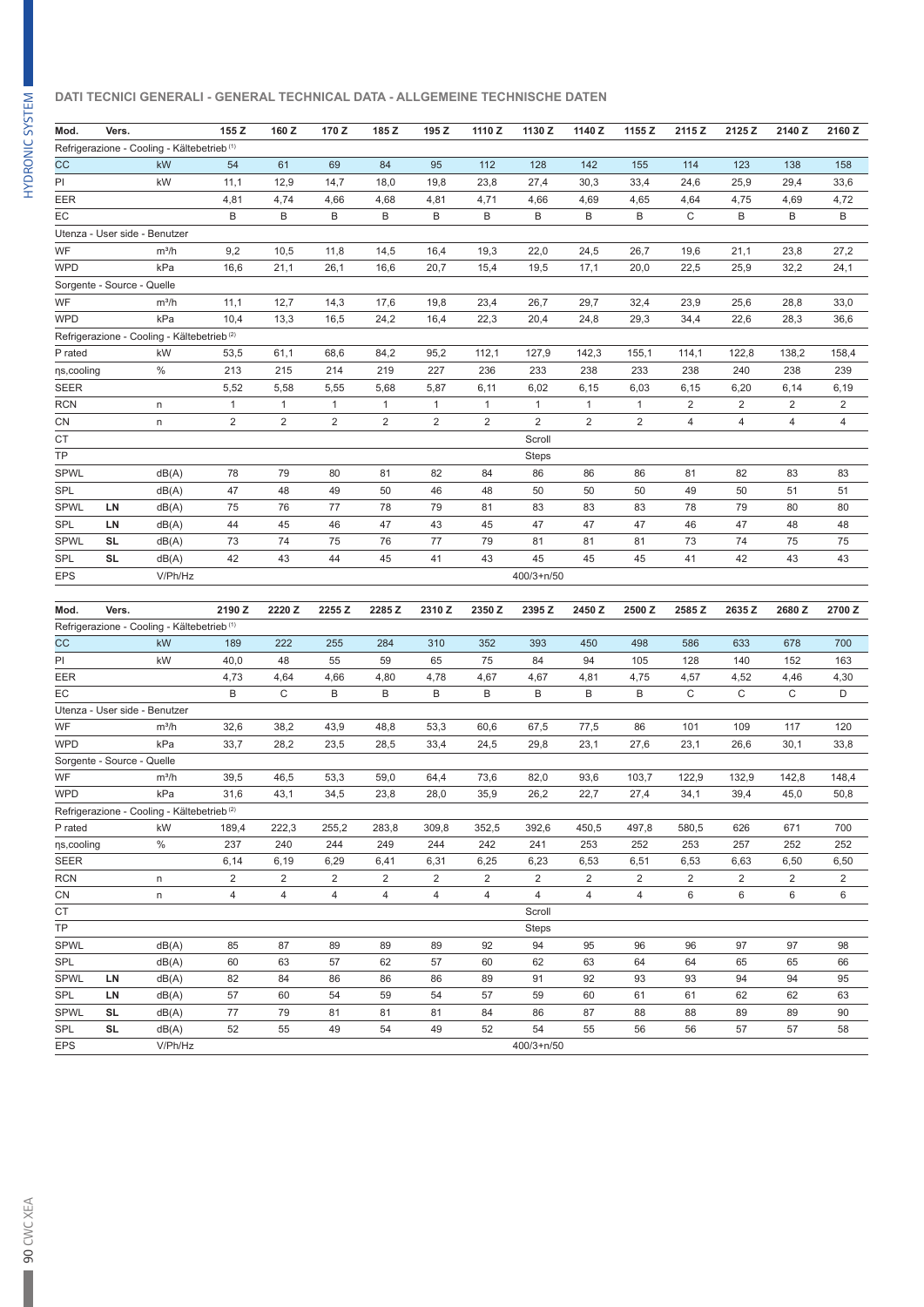## DATI TECNICI GENERALI - GENERAL TECHNICAL DATA - ALLGEMEINE TECHNISCHE DATEN

| Mod. | Vers. | | 155 Z | 160 Z | 170 Z | 185 Z | 195 Z | 1110 Z | 1130 Z | 1140 Z | 1155 Z | 2115 Z | 2125 Z | 2140 Z | 2160 Z |
|---|---|---|---|---|---|---|---|---|---|---|---|---|---|---|---|
| Refrigerazione - Cooling - Kältebetrieb [1] | | | | | | | | | | | | | | | |
| CC | | kW | 54 | 61 | 69 | 84 | 95 | 112 | 128 | 142 | 155 | 114 | 123 | 138 | 158 |
| PI | | kW | 11,1 | 12,9 | 14,7 | 18,0 | 19,8 | 23,8 | 27,4 | 30,3 | 33,4 | 24,6 | 25,9 | 29,4 | 33,6 |
| EER | | | 4,81 | 4,74 | 4,66 | 4,68 | 4,81 | 4,71 | 4,66 | 4,69 | 4,65 | 4,64 | 4,75 | 4,69 | 4,72 |
| EC | | | B | B | B | B | B | B | B | B | B | C | B | B | B |
| Utenza - User side - Benutzer | | | | | | | | | | | | | | | |
| WF | | m³/h | 9,2 | 10,5 | 11,8 | 14,5 | 16,4 | 19,3 | 22,0 | 24,5 | 26,7 | 19,6 | 21,1 | 23,8 | 27,2 |
| WPD | | kPa | 16,6 | 21,1 | 26,1 | 16,6 | 20,7 | 15,4 | 19,5 | 17,1 | 20,0 | 22,5 | 25,9 | 32,2 | 24,1 |
| Sorgente - Source - Quelle | | | | | | | | | | | | | | | |
| WF | | m³/h | 11,1 | 12,7 | 14,3 | 17,6 | 19,8 | 23,4 | 26,7 | 29,7 | 32,4 | 23,9 | 25,6 | 28,8 | 33,0 |
| WPD | | kPa | 10,4 | 13,3 | 16,5 | 24,2 | 16,4 | 22,3 | 20,4 | 24,8 | 29,3 | 34,4 | 22,6 | 28,3 | 36,6 |
| Refrigerazione - Cooling - Kältebetrieb [2] | | | | | | | | | | | | | | | |
| P rated | | kW | 53,5 | 61,1 | 68,6 | 84,2 | 95,2 | 112,1 | 127,9 | 142,3 | 155,1 | 114,1 | 122,8 | 138,2 | 158,4 |
| ηs,cooling | | % | 213 | 215 | 214 | 219 | 227 | 236 | 233 | 238 | 233 | 238 | 240 | 238 | 239 |
| SEER | | | 5,52 | 5,58 | 5,55 | 5,68 | 5,87 | 6,11 | 6,02 | 6,15 | 6,03 | 6,15 | 6,20 | 6,14 | 6,19 |
| RCN | | n | 1 | 1 | 1 | 1 | 1 | 1 | 1 | 1 | 1 | 2 | 2 | 2 | 2 |
| CN | | n | 2 | 2 | 2 | 2 | 2 | 2 | 2 | 2 | 2 | 4 | 4 | 4 | 4 |
| CT | | | Scroll | | | | | | | | | | | | |
| TP | | | Steps | | | | | | | | | | | | |
| SPWL | | dB(A) | 78 | 79 | 80 | 81 | 82 | 84 | 86 | 86 | 86 | 81 | 82 | 83 | 83 |
| SPL | | dB(A) | 47 | 48 | 49 | 50 | 46 | 48 | 50 | 50 | 50 | 49 | 50 | 51 | 51 |
| SPWL | LN | dB(A) | 75 | 76 | 77 | 78 | 79 | 81 | 83 | 83 | 83 | 78 | 79 | 80 | 80 |
| SPL | LN | dB(A) | 44 | 45 | 46 | 47 | 43 | 45 | 47 | 47 | 47 | 46 | 47 | 48 | 48 |
| SPWL | SL | dB(A) | 73 | 74 | 75 | 76 | 77 | 79 | 81 | 81 | 81 | 73 | 74 | 75 | 75 |
| SPL | SL | dB(A) | 42 | 43 | 44 | 45 | 41 | 43 | 45 | 45 | 45 | 41 | 42 | 43 | 43 |
| EPS | | V/Ph/Hz | 400/3+n/50 | | | | | | | | | | | | |

| Mod. | Vers. | | 2190 Z | 2220 Z | 2255 Z | 2285 Z | 2310 Z | 2350 Z | 2395 Z | 2450 Z | 2500 Z | 2585 Z | 2635 Z | 2680 Z | 2700 Z |
|---|---|---|---|---|---|---|---|---|---|---|---|---|---|---|---|
| Refrigerazione - Cooling - Kältebetrieb [1] | | | | | | | | | | | | | | | |
| CC | | kW | 189 | 222 | 255 | 284 | 310 | 352 | 393 | 450 | 498 | 586 | 633 | 678 | 700 |
| PI | | kW | 40,0 | 48 | 55 | 59 | 65 | 75 | 84 | 94 | 105 | 128 | 140 | 152 | 163 |
| EER | | | 4,73 | 4,64 | 4,66 | 4,80 | 4,78 | 4,67 | 4,67 | 4,81 | 4,75 | 4,57 | 4,52 | 4,46 | 4,30 |
| EC | | | B | C | B | B | B | B | B | B | B | C | C | C | D |
| Utenza - User side - Benutzer | | | | | | | | | | | | | | | |
| WF | | m³/h | 32,6 | 38,2 | 43,9 | 48,8 | 53,3 | 60,6 | 67,5 | 77,5 | 86 | 101 | 109 | 117 | 120 |
| WPD | | kPa | 33,7 | 28,2 | 23,5 | 28,5 | 33,4 | 24,5 | 29,8 | 23,1 | 27,6 | 23,1 | 26,6 | 30,1 | 33,8 |
| Sorgente - Source - Quelle | | | | | | | | | | | | | | | |
| WF | | m³/h | 39,5 | 46,5 | 53,3 | 59,0 | 64,4 | 73,6 | 82,0 | 93,6 | 103,7 | 122,9 | 132,9 | 142,8 | 148,4 |
| WPD | | kPa | 31,6 | 43,1 | 34,5 | 23,8 | 28,0 | 35,9 | 26,2 | 22,7 | 27,4 | 34,1 | 39,4 | 45,0 | 50,8 |
| Refrigerazione - Cooling - Kältebetrieb [2] | | | | | | | | | | | | | | | |
| P rated | | kW | 189,4 | 222,3 | 255,2 | 283,8 | 309,8 | 352,5 | 392,6 | 450,5 | 497,8 | 580,5 | 626 | 671 | 700 |
| ηs,cooling | | % | 237 | 240 | 244 | 249 | 244 | 242 | 241 | 253 | 252 | 253 | 257 | 252 | 252 |
| SEER | | | 6,14 | 6,19 | 6,29 | 6,41 | 6,31 | 6,25 | 6,23 | 6,53 | 6,51 | 6,53 | 6,63 | 6,50 | 6,50 |
| RCN | | n | 2 | 2 | 2 | 2 | 2 | 2 | 2 | 2 | 2 | 2 | 2 | 2 | 2 |
| CN | | n | 4 | 4 | 4 | 4 | 4 | 4 | 4 | 4 | 4 | 6 | 6 | 6 | 6 |
| CT | | | Scroll | | | | | | | | | | | | |
| TP | | | Steps | | | | | | | | | | | | |
| SPWL | | dB(A) | 85 | 87 | 89 | 89 | 89 | 92 | 94 | 95 | 96 | 96 | 97 | 97 | 98 |
| SPL | | dB(A) | 60 | 63 | 57 | 62 | 57 | 60 | 62 | 63 | 64 | 64 | 65 | 65 | 66 |
| SPWL | LN | dB(A) | 82 | 84 | 86 | 86 | 86 | 89 | 91 | 92 | 93 | 93 | 94 | 94 | 95 |
| SPL | LN | dB(A) | 57 | 60 | 54 | 59 | 54 | 57 | 59 | 60 | 61 | 61 | 62 | 62 | 63 |
| SPWL | SL | dB(A) | 77 | 79 | 81 | 81 | 81 | 84 | 86 | 87 | 88 | 88 | 89 | 89 | 90 |
| SPL | SL | dB(A) | 52 | 55 | 49 | 54 | 49 | 52 | 54 | 55 | 56 | 56 | 57 | 57 | 58 |
| EPS | | V/Ph/Hz | 400/3+n/50 | | | | | | | | | | | | |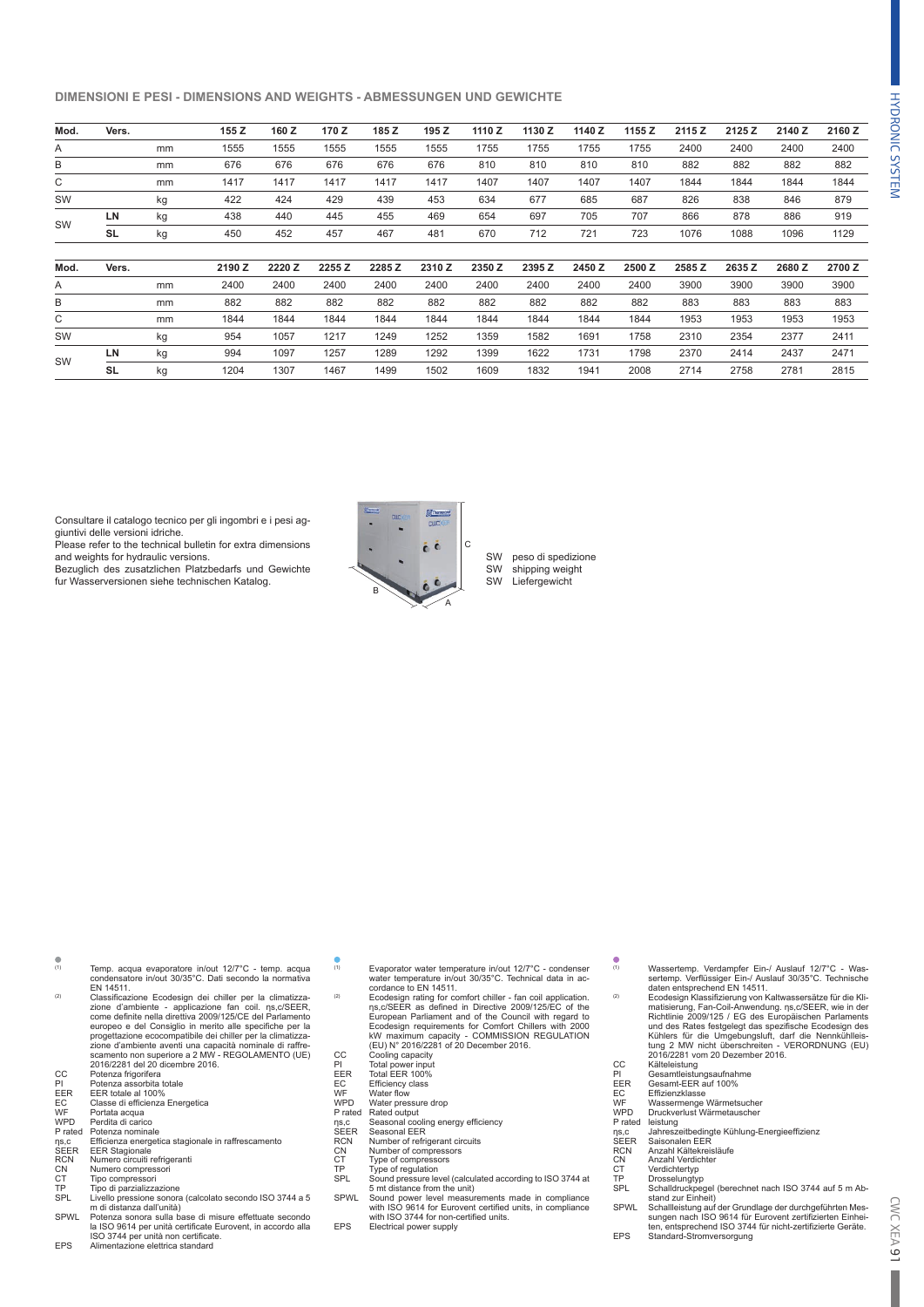## DIMENSIONI E PESI - DIMENSIONS AND WEIGHTS - ABMESSUNGEN UND GEWICHTE

| Mod. | Vers. | | 155 Z | 160 Z | 170 Z | 185 Z | 195 Z | 1110 Z | 1130 Z | 1140 Z | 1155 Z | 2115 Z | 2125 Z | 2140 Z | 2160 Z |
|---|---|---|---|---|---|---|---|---|---|---|---|---|---|---|---|
| A | | mm | 1555 | 1555 | 1555 | 1555 | 1555 | 1755 | 1755 | 1755 | 1755 | 2400 | 2400 | 2400 | 2400 |
| B | | mm | 676 | 676 | 676 | 676 | 676 | 810 | 810 | 810 | 810 | 882 | 882 | 882 | 882 |
| C | | mm | 1417 | 1417 | 1417 | 1417 | 1417 | 1407 | 1407 | 1407 | 1407 | 1844 | 1844 | 1844 | 1844 |
| SW | | kg | 422 | 424 | 429 | 439 | 453 | 634 | 677 | 685 | 687 | 826 | 838 | 846 | 879 |
| SW | **LN** | kg | 438 | 440 | 445 | 455 | 469 | 654 | 697 | 705 | 707 | 866 | 878 | 886 | 919 |
| | **SL** | kg | 450 | 452 | 457 | 467 | 481 | 670 | 712 | 721 | 723 | 1076 | 1088 | 1096 | 1129 |

| Mod. | Vers. | | 2190 Z | 2220 Z | 2255 Z | 2285 Z | 2310 Z | 2350 Z | 2395 Z | 2450 Z | 2500 Z | 2585 Z | 2635 Z | 2680 Z | 2700 Z |
|---|---|---|---|---|---|---|---|---|---|---|---|---|---|---|---|
| A | | mm | 2400 | 2400 | 2400 | 2400 | 2400 | 2400 | 2400 | 2400 | 2400 | 3900 | 3900 | 3900 | 3900 |
| B | | mm | 882 | 882 | 882 | 882 | 882 | 882 | 882 | 882 | 882 | 883 | 883 | 883 | 883 |
| C | | mm | 1844 | 1844 | 1844 | 1844 | 1844 | 1844 | 1844 | 1844 | 1844 | 1953 | 1953 | 1953 | 1953 |
| SW | | kg | 954 | 1057 | 1217 | 1249 | 1252 | 1359 | 1582 | 1691 | 1758 | 2310 | 2354 | 2377 | 2411 |
| SW | **LN** | kg | 994 | 1097 | 1257 | 1289 | 1292 | 1399 | 1622 | 1731 | 1798 | 2370 | 2414 | 2437 | 2471 |
| | **SL** | kg | 1204 | 1307 | 1467 | 1499 | 1502 | 1609 | 1832 | 1941 | 2008 | 2714 | 2758 | 2781 | 2815 |

Consultare il catalogo tecnico per gli ingombri e i pesi aggiuntivi delle versioni idriche.
Please refer to the technical bulletin for extra dimensions and weights for hydraulic versions.
Bezuglich des zusatzlichen Platzbedarfs und Gewichte fur Wasserversionen siehe technischen Katalog.

A B C

SW peso di spedizione
SW shipping weight
SW Liefergewicht

(1) Temp. acqua evaporatore in/out 12/7°C - temp. acqua condensatore in/out 30/35°C. Dati secondo la normativa EN 14511.
(2) Classificazione Ecodesign dei chiller per la climatizzazione d'ambiente - applicazione fan coil. ηs,c/SEER, come definite nella direttiva 2009/125/CE del Parlamento europeo e del Consiglio in merito alle specifiche per la progettazione ecocompatibile dei chiller per la climatizzazione d'ambiente aventi una capacità nominale di raffrescamento non superiore a 2 MW - REGOLAMENTO (UE) 2016/2281 del 20 dicembre 2016.

CC Potenza frigorifera
PI Potenza assorbita totale
EER EER totale al 100%
EC Classe di efficienza Energetica
WF Portata acqua
WPD Perdita di carico
P rated Potenza nominale
ηs,c Efficienza energetica stagionale in raffrescamento
SEER EER Stagionale
RCN Numero circuiti refrigeranti
CN Numero compressori
CT Tipo compressori
TP Tipo di parzializzazione
SPL Livello pressione sonora (calcolato secondo ISO 3744 a 5 m di distanza dall'unità)
SPWL Potenza sonora sulla base di misure effettuate secondo la ISO 9614 per unità certificate Eurovent, in accordo alla ISO 3744 per unità non certificate.
EPS Alimentazione elettrica standard

(1) Evaporator water temperature in/out 12/7°C - condenser water temperature in/out 30/35°C. Technical data in accordance to EN 14511.
(2) Ecodesign rating for comfort chiller - fan coil application. ηs,c/SEER as defined in Directive 2009/125/EC of the European Parliament and of the Council with regard to Ecodesign requirements for Comfort Chillers with 2000 kW maximum capacity - COMMISSION REGULATION (EU) N° 2016/2281 of 20 December 2016.

CC Cooling capacity
PI Total power input
EER Total EER 100%
EC Efficiency class
WF Water flow
WPD Water pressure drop
P rated Rated output
ηs,c Seasonal cooling energy efficiency
SEER Seasonal EER
RCN Number of refrigerant circuits
CN Number of compressors
CT Type of compressors
TP Type of regulation
SPL Sound pressure level (calculated according to ISO 3744 at 5 mt distance from the unit)
SPWL Sound power level measurements made in compliance with ISO 9614 for Eurovent certified units, in compliance with ISO 3744 for non-certified units.
EPS Electrical power supply

(1) Wassertemp. Verdampfer Ein-/ Auslauf 12/7°C - Wassertemp. Verflüssiger Ein-/ Auslauf 30/35°C. Technische daten entsprechend EN 14511.
(2) Ecodesign Klassifizierung von Kaltwassersätze für die Klimatisierung, Fan-Coil-Anwendung. ηs,c/SEER, wie in der Richtlinie 2009/125 / EG des Europäischen Parlaments und des Rates festgelegt das spezifische Ecodesign des Kühlers für die Umgebungsluft, darf die Nennkühlleistung 2 MW nicht überschreiten - VERORDNUNG (EU) 2016/2281 vom 20 Dezember 2016.

CC Kälteleistung
PI Gesamtleistungsaufnahme
EER Gesamt-EER auf 100%
EC Effizienzklasse
WF Wassermenge Wärmetsucher
WPD Druckverlust Wärmetauscher
P rated leistung
ηs,c Jahreszeitbedingte Kühlung-Energieeffizienz
SEER Saisonalen EER
RCN Anzahl Kältekreisläufe
CN Anzahl Verdichter
CT Verdichtertyp
TP Drosselungtyp
SPL Schalldruckpegel (berechnet nach ISO 3744 auf 5 m Abstand zur Einheit)
SPWL Schallleistung auf der Grundlage der durchgeführten Messungen nach ISO 9614 für Eurovent zertifizierten Einheiten, entsprechend ISO 3744 für nicht-zertifizierte Geräte.
EPS Standard-Stromversorgung